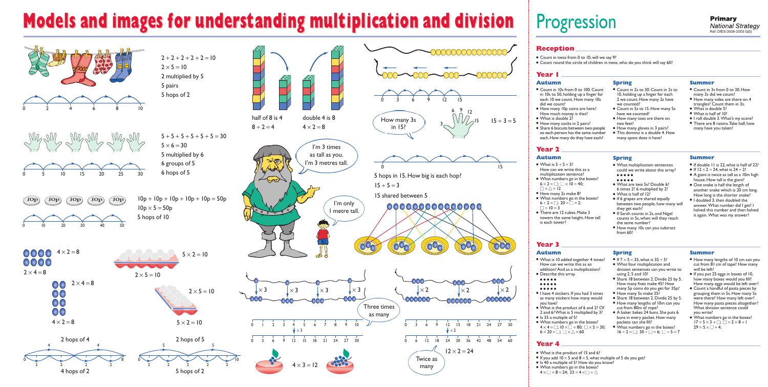# Models and images for understanding multiplication and division

$2 + 2 + 2 + 2 + 2 = 10$

$2 \times 5 = 10$

2 multiplied by 5

5 pairs

5 hops of 2

0 2 4 6 8 10

$5 + 5 + 5 + 5 + 5 + 5 = 30$

$5 \times 6 = 30$

5 multiplied by 6

6 groups of 5

6 hops of 5

0 5 10 15 20 25 30

10p 10p 10p 10p 10p

$10p + 10p + 10p + 10p + 10p = 50p$

$10p \times 5 = 50p$

5 hops of 10

0 10 20 30 40 50

$4 \times 2 = 8$

$2 \times 4 = 8$

$2 \times 4 = 8$

$4 \times 2 = 8$

2 hops of 4

4 hops of 2

$5 \times 2 = 10$

$2 \times 5 = 10$

$2 \times 5 = 10$

$5 \times 2 = 10$

2 hops of 5

5 hops of 2

half of 8 is 4

$8 \div 2 = 4$

double 4 is 8

$4 \times 2 = 8$

I'm 3 times as tall as you. I'm 3 metres tall.

I'm only I metre tall.

How many 3s in 15?

$15 \div 3 = 5$

5 hops in 15. How big is each hop?

$15 \div 5 = 3$

15 shared between 5

Three times as many

$4 \times 3 = 12$

Twice as many

$12 \times 2 = 24$

# Progression

Primary
National Strategy
Ref: DfES 0508-2003 G(S)

## Reception

- Count in twos from 0 to 10, will we say 9?
- Count round the circle of children in twos, who do you think will say 60?

## Year 1

### Autumn

- Count in 10s from 0 to 100. Count in 10s to 50, holding up a finger for each 10 we count. How many 10s did we count?
- How many 10p coins are here? How much money is that?
- What is double 2?
- How many socks in 2 pairs?
- Share 6 biscuits between two people so each person has the same number each. How many do they have each?

### Spring

- Count in 2s to 30. Count in 2s to 10, holding up a finger for each 2 we count. How many 2s have we counted?
- Count in 5s to 15. How many 5s have we counted?
- How many toes are there on two feet?
- How many gloves in 3 pairs?
- This domino is a double 4. How many spots does it have?

### Summer

- Count in 3s from 0 to 30. How many 3s did we count?
- How many sides are there on 4 triangles? Count them in 3s.
- What is double 5?
- What is half of 10?
- I roll double 3. What's my score?
- There are 8 raisins. Take half, how many have you taken?

## Year 2

### Autumn

- What is $5 + 5 + 5$? How can we write this as a multiplication sentence?
- What numbers go in the boxes? $6 \times 2 = \square$; $\square \times 10 = 40$; $\square \times \triangle = 12$
- How many 2s make 8?
- What numbers go in the boxes? $6 \div 2 = \square$; $20 \div \square = 2$; $\square \div 10 = 3$
- There are 12 cubes. Make 3 towers the same height. How tall is each tower?

### Spring

- What multiplication sentences could we write about this array?
  ● ● ● ● ●
  ● ● ● ● ●
- What are two 5s? Double 6? 6 times 2? 6 multiplied by 2?
- What is half of 12?
- If 6 grapes are shared equally between two people, how many will they get each?
- If Sarah counts in 2s, and Nigel counts in 5s, when will they reach the same number?
- How many 10s can you subtract from 60?

### Summer

- If double 11 is 22, what is half of 22?
- If $12 \times 2 = 24$, what is $24 \div 2$?
- A giant is twice as tall as a 10m high house. How tall is the giant?
- One snake is half the length of another snake which is 20 cm long. How long is the shorter snake?
- I doubled 3, then doubled the answer. What number did I get? I halved this number and then halved it again. What was my answer?

## Year 3

### Autumn

- What is 10 added together 4 times? How can we write this as an addition? And as a multiplication?
- Describe this array.
  ● ● ● ● ●
  ● ● ● ● ●
  ● ● ● ● ●
- I have 4 stickers. If you had 3 times as many stickers how many would you have?
- What is the product of 6 and 2? Of 2 and 6? What is 5 multiplied by 3?
- Is 35 a multiple of 5?
- What numbers go in the boxes? $4 \times 4 = \square$; $10 \times \square = 80$; $\square \times 5 = 30$; $6 \times 20 = \square$; $\square \times \triangle = 60$

### Spring

- If $7 \times 5 = 35$, what is $35 \div 5$?
- What four multiplication and division sentences can you write to using 2, 5 and 10?
- Share 18 between 2. Divide 25 by 5. How many fives make 45? How many 5p coins do you get for 35p?
- How many 5s make 35?
- Share 18 between 2. Divide 25 by 5.
- How many lengths of 10m can you cut from 80m of rope?
- A baker bakes 24 buns. She puts 6 buns in every packet. How many packets can she fill?
- What numbers go in the boxes? $16 \div 2 = \square$; $30 \div \square = 6$; $\square \div 5 = 7$

### Summer

- How many lengths of 10 cm can you cut from 81 cm of tape? How many will be left?
- If you put 25 eggs in boxes of 10, how many boxes would you fill? How many eggs would be left over?
- Count a handful of pasta pieces by grouping them in 5s. How many 5s were there? How many left over? How many pasta pieces altogether? What division sentence could you write?
- What numbers go in the boxes? $17 = 5 \times 3 + \square$; $\square = 2 \times 8 + 1$; $29 = 5 \times \square + 4$;

## Year 4

- What is the product of 15 and 6?
- If you add $10 \times 5$ and $8 \times 5$, what multiple of 5 do you get?
- Is 40 a multiple of 5? How do you know?
- What numbers go in the boxes? $4 \times \square + 8 = 24$; $33 = 4 \times \square + \triangle$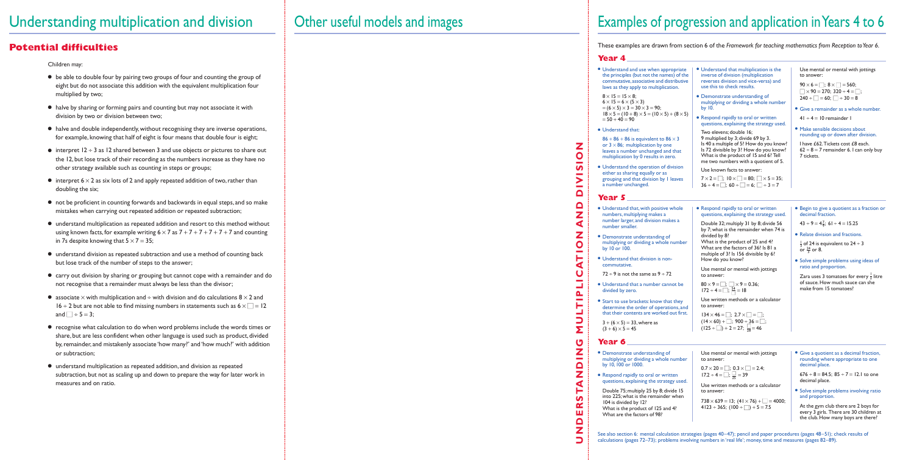# Understanding multiplication and division

## Potential difficulties

Children may:

- be able to double four by pairing two groups of four and counting the group of eight but do not associate this addition with the equivalent multiplication four multiplied by two;
- halve by sharing or forming pairs and counting but may not associate it with division by two or division between two;
- halve and double independently, without recognising they are inverse operations, for example, knowing that half of eight is four means that double four is eight;
- interpret $12 \div 3$ as 12 shared between 3 and use objects or pictures to share out the 12, but lose track of their recording as the numbers increase as they have no other strategy available such as counting in steps or groups;
- interpret $6 \times 2$ as six lots of 2 and apply repeated addition of two, rather than doubling the six;
- not be proficient in counting forwards and backwards in equal steps, and so make mistakes when carrying out repeated addition or repeated subtraction;
- understand multiplication as repeated addition and resort to this method without using known facts, for example writing $6 \times 7$ as $7 + 7 + 7 + 7 + 7 + 7$ and counting in 7s despite knowing that $5 \times 7 = 35$;
- understand division as repeated subtraction and use a method of counting back but lose track of the number of steps to the answer;
- carry out division by sharing or grouping but cannot cope with a remainder and do not recognise that a remainder must always be less than the divisor;
- associate $\times$ with multiplication and $\div$ with division and do calculations $8 \times 2$ and $16 \div 2$ but are not able to find missing numbers in statements such as $6 \times \square = 12$ and $\square \div 5 = 3$;
- recognise what calculation to do when word problems include the words times or share, but are less confident when other language is used such as product, divided by, remainder, and mistakenly associate 'how many?' and 'how much?' with addition or subtraction;
- understand multiplication as repeated addition, and division as repeated subtraction, but not as scaling up and down to prepare the way for later work in measures and on ratio.

# Other useful models and images

# Examples of progression and application in Years 4 to 6

These examples are drawn from section 6 of the *Framework for teaching mathematics from Reception to Year 6.*

### Year 4

- Understand and use when appropriate the principles (but not the names) of the commutative, associative and distributive laws as they apply to multiplication.

  $8 \times 15 = 15 \times 8$;
  $6 \times 15 = 6 \times (5 \times 3)$
  $= (6 \times 5) \times 3 = 30 \times 3 = 90$;
  $18 \times 5 = (10 + 8) \times 5 = (10 \times 5) + (8 \times 5)$
  $= 50 + 40 = 90$

- Understand that:

  $86 + 86 + 86$ is equivalent to $86 \times 3$ or $3 \times 86$; multiplication by one leaves a number unchanged and that multiplication by 0 results in zero.

- Understand the operation of division either as sharing equally or as grouping and that division by 1 leaves a number unchanged.

- Understand that multiplication is the inverse of division (multiplication reverses division and vice-versa) and use this to check results.

- Demonstrate understanding of multiplying or dividing a whole number by 10.

- Respond rapidly to oral or written questions, explaining the strategy used.

  Two elevens; double 16;
  9 multiplied by 3; divide 69 by 3.
  Is 40 a multiple of 5? How do you know?
  Is 72 divisible by 3? How do you know?
  What is the product of 15 and 6? Tell me two numbers with a quotient of 5.

  Use known facts to answer:

  $7 \times 2 = \square$; $10 \times \square = 80$; $\square \times 5 = 35$;
  $36 \div 4 = \square$; $60 \div \square = 6$; $\square \div 3 = 7$

  Use mental or mental with jottings to answer:

  $90 \times 6 = \square$; $8 \times \square = 560$;
  $\square \times 90 = 270$; $320 \div 4 = \square$;
  $240 \div \square = 60$; $\square \div 30 = 8$

- Give a remainder as a whole number.

  $41 \div 4 = 10$ remainder 1

- Make sensible decisions about rounding up or down after division.

  I have £62. Tickets cost £8 each.
  $62 \div 8 = 7$ remainder 6. I can only buy 7 tickets.

### Year 5

- Understand that, with positive whole numbers, multiplying makes a number larger, and division makes a number smaller.

- Demonstrate understanding of multiplying or dividing a whole number by 10 or 100.

- Understand that division is non-commutative.

  $72 \div 9$ is not the same as $9 \div 72$

- Understand that a number cannot be divided by zero.

- Start to use brackets: know that they determine the order of operations, and that their contents are worked out first.

  $3 + (6 \times 5) = 33$, whereas
  $(3 + 6) \times 5 = 45$

- Respond rapidly to oral or written questions, explaining the strategy used.

  Double 32; multiply 31 by 8; divide 56 by 7; what is the remainder when 74 is divided by 8?
  What is the product of 25 and 4?
  What are the factors of 36? Is 81 a multiple of 3? Is 156 divisible by 6?
  How do you know?

  Use mental or mental with jottings to answer:

  $80 \times 9 = \square$; $\square \times 9 = 0.36$;
  $172 \div 4 = \square$; $\frac{54}{\square} = 18$

  Use written methods or a calculator to answer:

  $134 \times 46 = \square$; $2.7 \times \square = \square$;
  $(14 \times 60) + \square$; $900 \div 36 = \square$;
  $(125 \div \square) + 2 = 27$; $\frac{\square}{38} = 46$

- Begin to give a quotient as a fraction or decimal fraction.

  $43 \div 9 = 4\frac{7}{9}$; $61 \div 4 = 15.25$

- Relate division and fractions.

  $\frac{1}{3}$ of 24 is equivalent to $24 \div 3$ or $\frac{24}{3}$ or 8.

- Solve simple problems using ideas of ratio and proportion.

  Zara uses 3 tomatoes for every $\frac{1}{2}$ litre of sauce. How much sauce can she make from 15 tomatoes?

### Year 6

- Demonstrate understanding of multiplying or dividing a whole number by 10, 100 or 1000.

- Respond rapidly to oral or written questions, explaining the strategy used.

  Double 75; multiply 25 by 8; divide 15 into 225; what is the remainder when 104 is divided by 12?
  What is the product of 125 and 4?
  What are the factors of 98?

  Use mental or mental with jottings to answer:

  $0.7 \times 20 = \square$; $0.3 \times \square = 2.4$;
  $17.2 \div 4 = \square$; $\frac{\square}{25} = 39$

  Use written methods or a calculator to answer:

  $738 \times 639 = 13$; $(41 \times 76) + \square = 4000$;
  $4123 \div 365$; $(100 \div \square) + 5 = 7.5$

- Give a quotient as a decimal fraction, rounding where appropriate to one decimal place.

  $676 \div 8 = 84.5$; $85 \div 7 = 12.1$ to one decimal place.

- Solve simple problems involving ratio and proportion.

  At the gym club there are 2 boys for every 3 girls. There are 30 children at the club. How many boys are there?

See also section 6: mental calculation strategies (pages 40–47); pencil and paper procedures (pages 48–51); check results of calculations (pages 72–73); problems involving numbers in 'real life'; money, time and measures (pages 82–89).